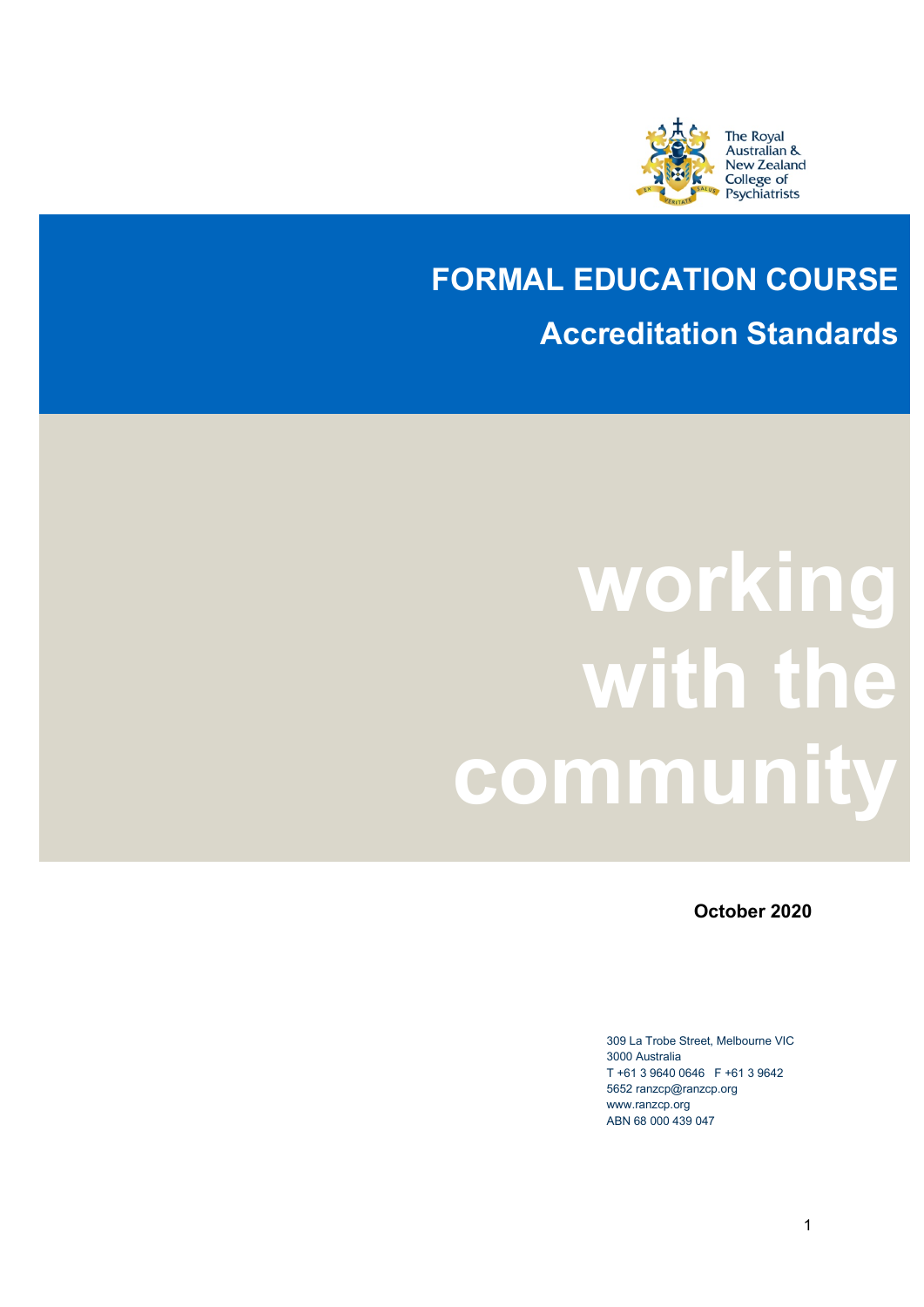The Royal Australian & New Zealand College of Psychiatrists

# FORMAL EDUCATION COURSE

## Accreditation Standards

working with the community

**October 2020**

309 La Trobe Street, Melbourne VIC 3000 Australia
T +61 3 9640 0646 F +61 3 9642 5652 ranzcp@ranzcp.org
www.ranzcp.org
ABN 68 000 439 047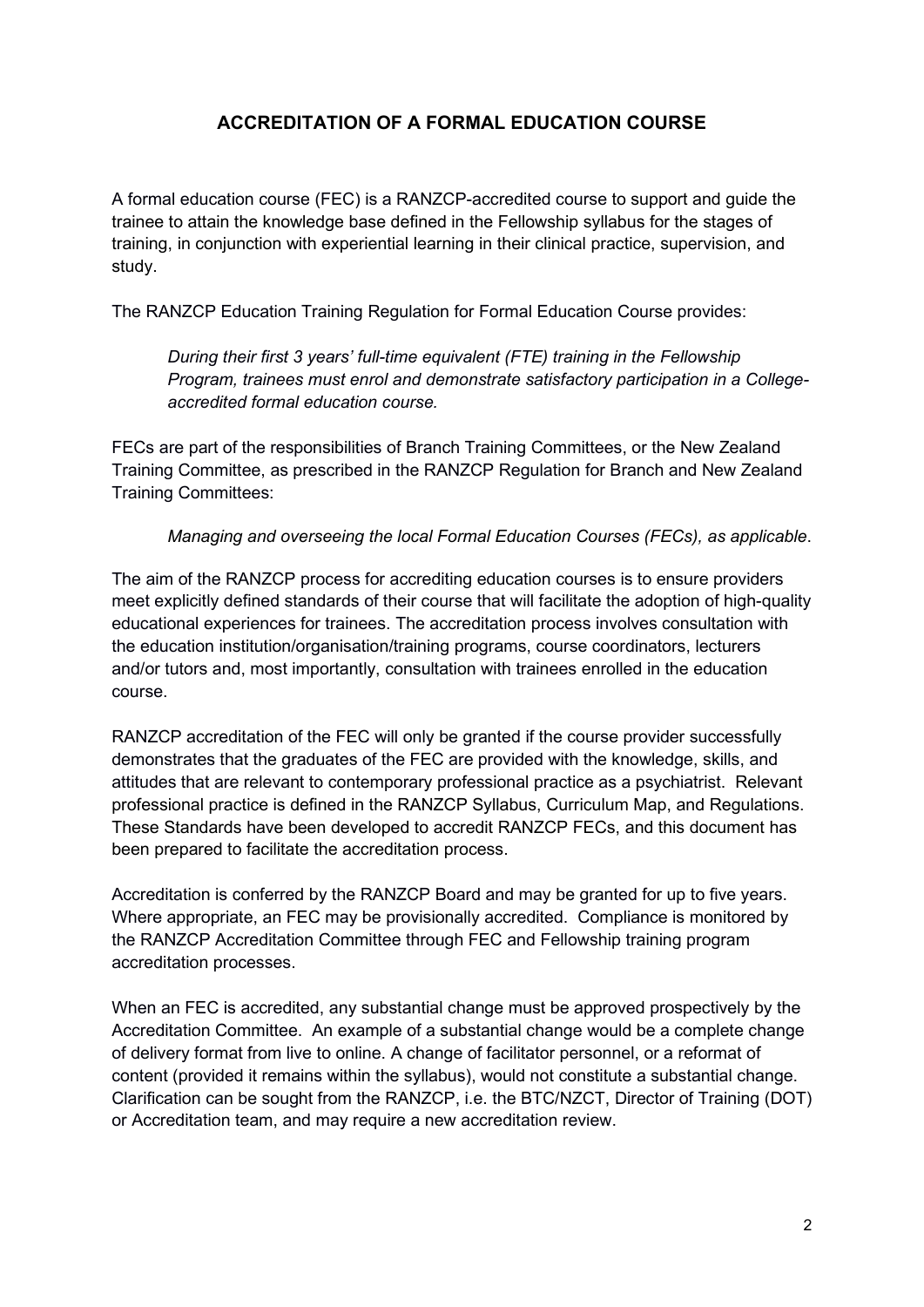## ACCREDITATION OF A FORMAL EDUCATION COURSE

A formal education course (FEC) is a RANZCP-accredited course to support and guide the trainee to attain the knowledge base defined in the Fellowship syllabus for the stages of training, in conjunction with experiential learning in their clinical practice, supervision, and study.

The RANZCP Education Training Regulation for Formal Education Course provides:

> *During their first 3 years' full-time equivalent (FTE) training in the Fellowship Program, trainees must enrol and demonstrate satisfactory participation in a College-accredited formal education course.*

FECs are part of the responsibilities of Branch Training Committees, or the New Zealand Training Committee, as prescribed in the RANZCP Regulation for Branch and New Zealand Training Committees:

> *Managing and overseeing the local Formal Education Courses (FECs), as applicable*.

The aim of the RANZCP process for accrediting education courses is to ensure providers meet explicitly defined standards of their course that will facilitate the adoption of high-quality educational experiences for trainees. The accreditation process involves consultation with the education institution/organisation/training programs, course coordinators, lecturers and/or tutors and, most importantly, consultation with trainees enrolled in the education course.

RANZCP accreditation of the FEC will only be granted if the course provider successfully demonstrates that the graduates of the FEC are provided with the knowledge, skills, and attitudes that are relevant to contemporary professional practice as a psychiatrist. Relevant professional practice is defined in the RANZCP Syllabus, Curriculum Map, and Regulations. These Standards have been developed to accredit RANZCP FECs, and this document has been prepared to facilitate the accreditation process.

Accreditation is conferred by the RANZCP Board and may be granted for up to five years. Where appropriate, an FEC may be provisionally accredited. Compliance is monitored by the RANZCP Accreditation Committee through FEC and Fellowship training program accreditation processes.

When an FEC is accredited, any substantial change must be approved prospectively by the Accreditation Committee. An example of a substantial change would be a complete change of delivery format from live to online. A change of facilitator personnel, or a reformat of content (provided it remains within the syllabus), would not constitute a substantial change. Clarification can be sought from the RANZCP, i.e. the BTC/NZCT, Director of Training (DOT) or Accreditation team, and may require a new accreditation review.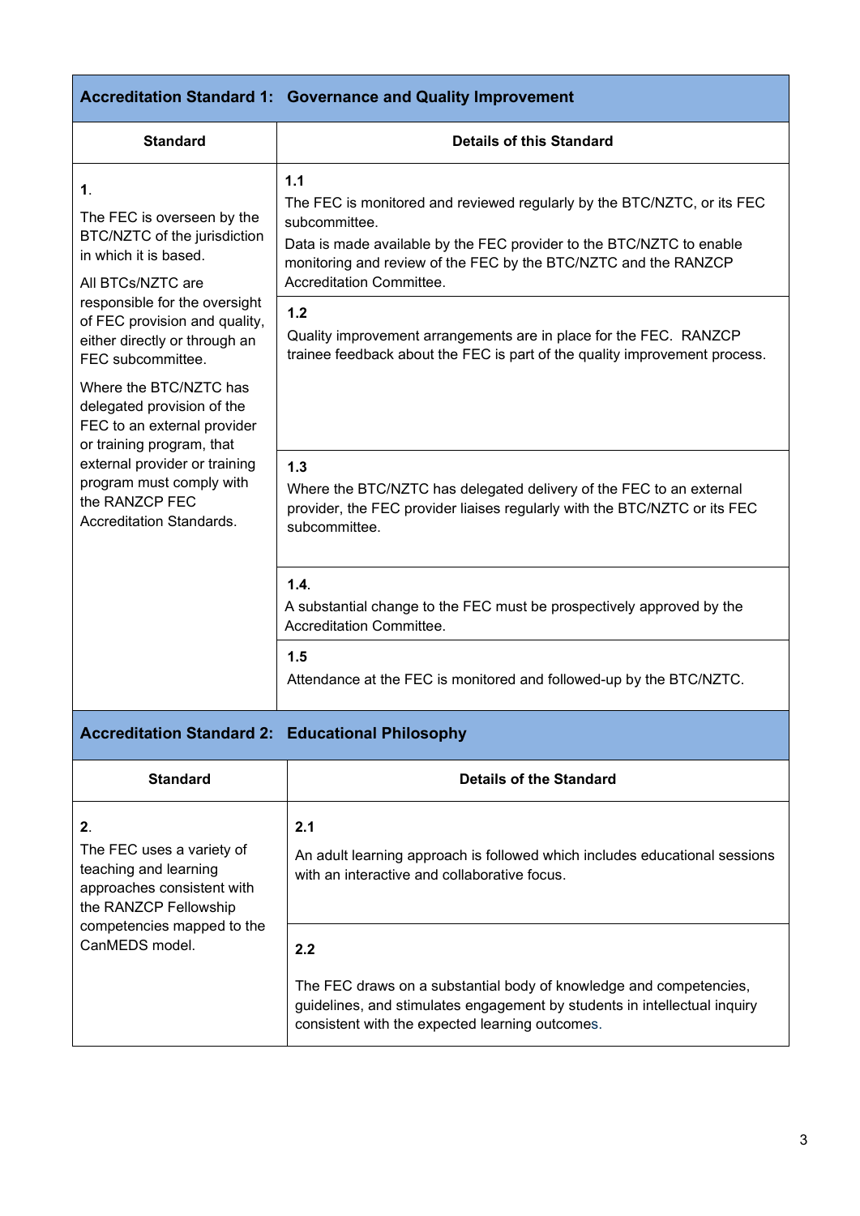| Accreditation Standard 1: Governance and Quality Improvement | |
|---|---|
| **Standard** | **Details of this Standard** |
| **1**.<br><br>The FEC is overseen by the BTC/NZTC of the jurisdiction in which it is based.<br><br>All BTCs/NZTC are responsible for the oversight of FEC provision and quality, either directly or through an FEC subcommittee.<br><br>Where the BTC/NZTC has delegated provision of the FEC to an external provider or training program, that external provider or training program must comply with the RANZCP FEC Accreditation Standards. | **1.1**<br>The FEC is monitored and reviewed regularly by the BTC/NZTC, or its FEC subcommittee.<br>Data is made available by the FEC provider to the BTC/NZTC to enable monitoring and review of the FEC by the BTC/NZTC and the RANZCP Accreditation Committee. |
| | **1.2**<br>Quality improvement arrangements are in place for the FEC. RANZCP trainee feedback about the FEC is part of the quality improvement process. |
| | **1.3**<br>Where the BTC/NZTC has delegated delivery of the FEC to an external provider, the FEC provider liaises regularly with the BTC/NZTC or its FEC subcommittee. |
| | **1.4**.<br>A substantial change to the FEC must be prospectively approved by the Accreditation Committee. |
| | **1.5**<br>Attendance at the FEC is monitored and followed-up by the BTC/NZTC. |

| Accreditation Standard 2: Educational Philosophy | |
|---|---|
| **Standard** | **Details of the Standard** |
| **2**.<br>The FEC uses a variety of teaching and learning approaches consistent with the RANZCP Fellowship competencies mapped to the CanMEDS model. | **2.1**<br>An adult learning approach is followed which includes educational sessions with an interactive and collaborative focus. |
| | **2.2**<br>The FEC draws on a substantial body of knowledge and competencies, guidelines, and stimulates engagement by students in intellectual inquiry consistent with the expected learning outcomes. |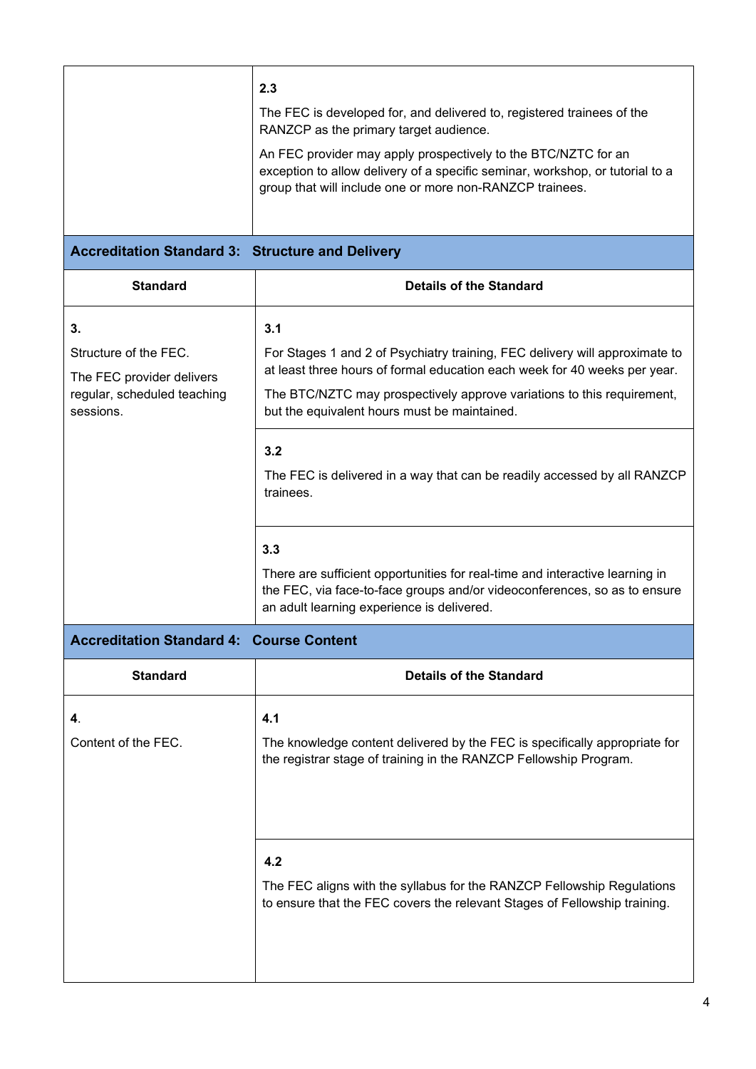| | |
|---|---|
| | **2.3**<br>The FEC is developed for, and delivered to, registered trainees of the RANZCP as the primary target audience.<br>An FEC provider may apply prospectively to the BTC/NZTC for an exception to allow delivery of a specific seminar, workshop, or tutorial to a group that will include one or more non-RANZCP trainees. |

**Accreditation Standard 3: Structure and Delivery**

| Standard | Details of the Standard |
|---|---|
| **3.**<br>Structure of the FEC.<br>The FEC provider delivers regular, scheduled teaching sessions. | **3.1**<br>For Stages 1 and 2 of Psychiatry training, FEC delivery will approximate to at least three hours of formal education each week for 40 weeks per year.<br>The BTC/NZTC may prospectively approve variations to this requirement, but the equivalent hours must be maintained. |
| | **3.2**<br>The FEC is delivered in a way that can be readily accessed by all RANZCP trainees. |
| | **3.3**<br>There are sufficient opportunities for real-time and interactive learning in the FEC, via face-to-face groups and/or videoconferences, so as to ensure an adult learning experience is delivered. |

**Accreditation Standard 4: Course Content**

| Standard | Details of the Standard |
|---|---|
| **4**.<br>Content of the FEC. | **4.1**<br>The knowledge content delivered by the FEC is specifically appropriate for the registrar stage of training in the RANZCP Fellowship Program. |
| | **4.2**<br>The FEC aligns with the syllabus for the RANZCP Fellowship Regulations to ensure that the FEC covers the relevant Stages of Fellowship training. |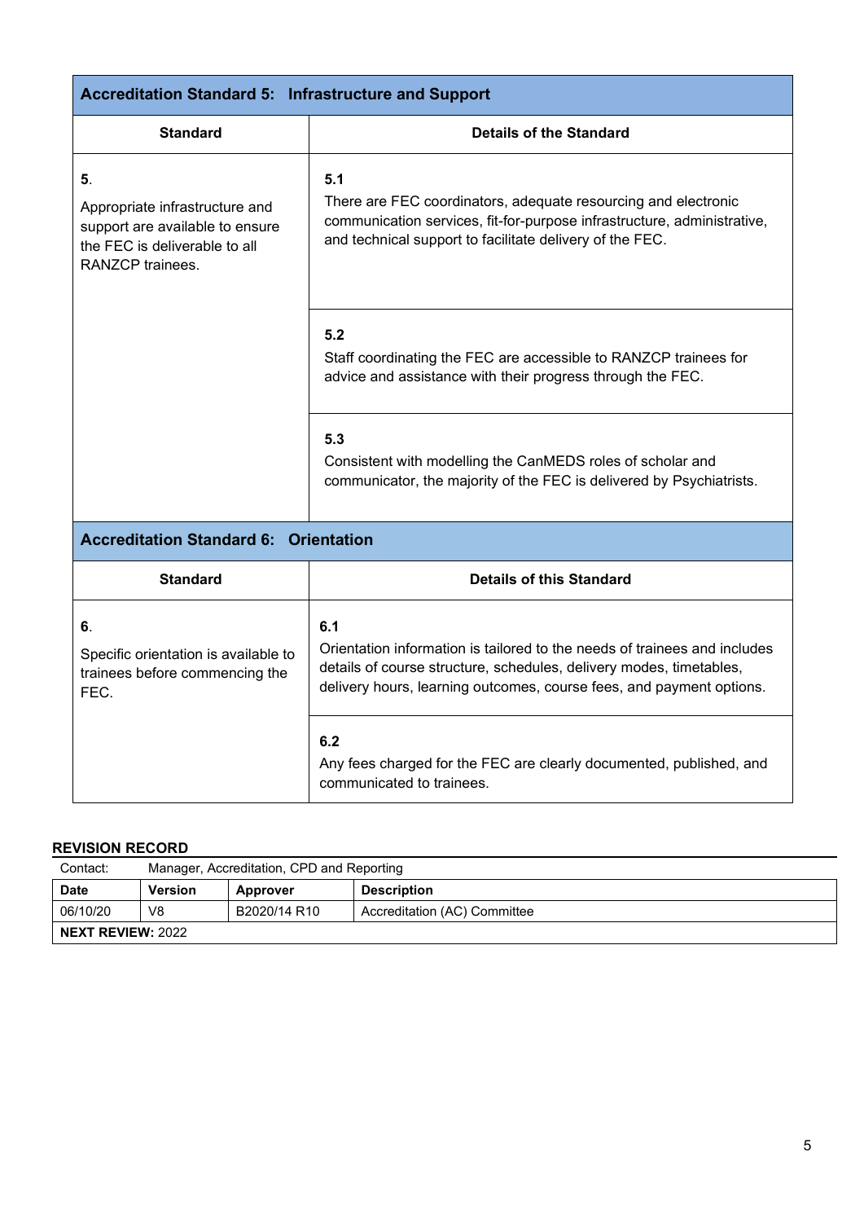| **Accreditation Standard 5: Infrastructure and Support** | |
|---|---|
| **Standard** | **Details of the Standard** |
| **5**. Appropriate infrastructure and support are available to ensure the FEC is deliverable to all RANZCP trainees. | **5.1** There are FEC coordinators, adequate resourcing and electronic communication services, fit-for-purpose infrastructure, administrative, and technical support to facilitate delivery of the FEC. |
| | **5.2** Staff coordinating the FEC are accessible to RANZCP trainees for advice and assistance with their progress through the FEC. |
| | **5.3** Consistent with modelling the CanMEDS roles of scholar and communicator, the majority of the FEC is delivered by Psychiatrists. |

| **Accreditation Standard 6: Orientation** | |
|---|---|
| **Standard** | **Details of this Standard** |
| **6**. Specific orientation is available to trainees before commencing the FEC. | **6.1** Orientation information is tailored to the needs of trainees and includes details of course structure, schedules, delivery modes, timetables, delivery hours, learning outcomes, course fees, and payment options. |
| | **6.2** Any fees charged for the FEC are clearly documented, published, and communicated to trainees. |

**REVISION RECORD**

| Contact: | Manager, Accreditation, CPD and Reporting | | |
|---|---|---|---|
| **Date** | **Version** | **Approver** | **Description** |
| 06/10/20 | V8 | B2020/14 R10 | Accreditation (AC) Committee |
| **NEXT REVIEW:** 2022 | | | |